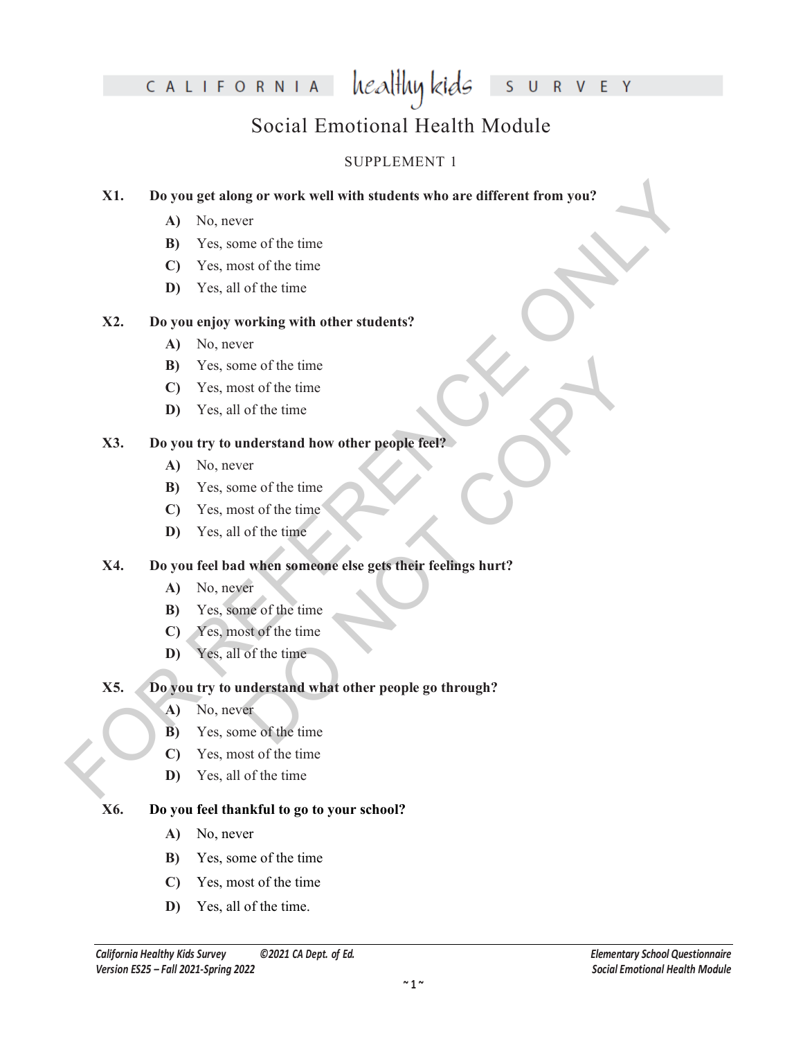# CALIFORNIA healthy kids SURVEY

## Social Emotional Health Module

### SUPPLEMENT 1

**X1. Do you get along or work well with students who are different from you?**

- **A)** No, never
- **B)** Yes, some of the time
- **C)** Yes, most of the time
- **D)** Yes, all of the time

**X2. Do you enjoy working with other students?**

- **A)** No, never
- **B)** Yes, some of the time
- **C)** Yes, most of the time
- **D)** Yes, all of the time

**X3. Do you try to understand how other people feel?**

- **A)** No, never
- **B)** Yes, some of the time
- **C)** Yes, most of the time
- **D)** Yes, all of the time

**X4. Do you feel bad when someone else gets their feelings hurt?**

- **A)** No, never
- **B)** Yes, some of the time
- **C)** Yes, most of the time
- **D)** Yes, all of the time

**X5. Do you try to understand what other people go through?**

- **A)** No, never
- **B)** Yes, some of the time
- **C)** Yes, most of the time
- **D)** Yes, all of the time

**X6. Do you feel thankful to go to your school?**

- **A)** No, never
- **B)** Yes, some of the time
- **C)** Yes, most of the time
- **D)** Yes, all of the time.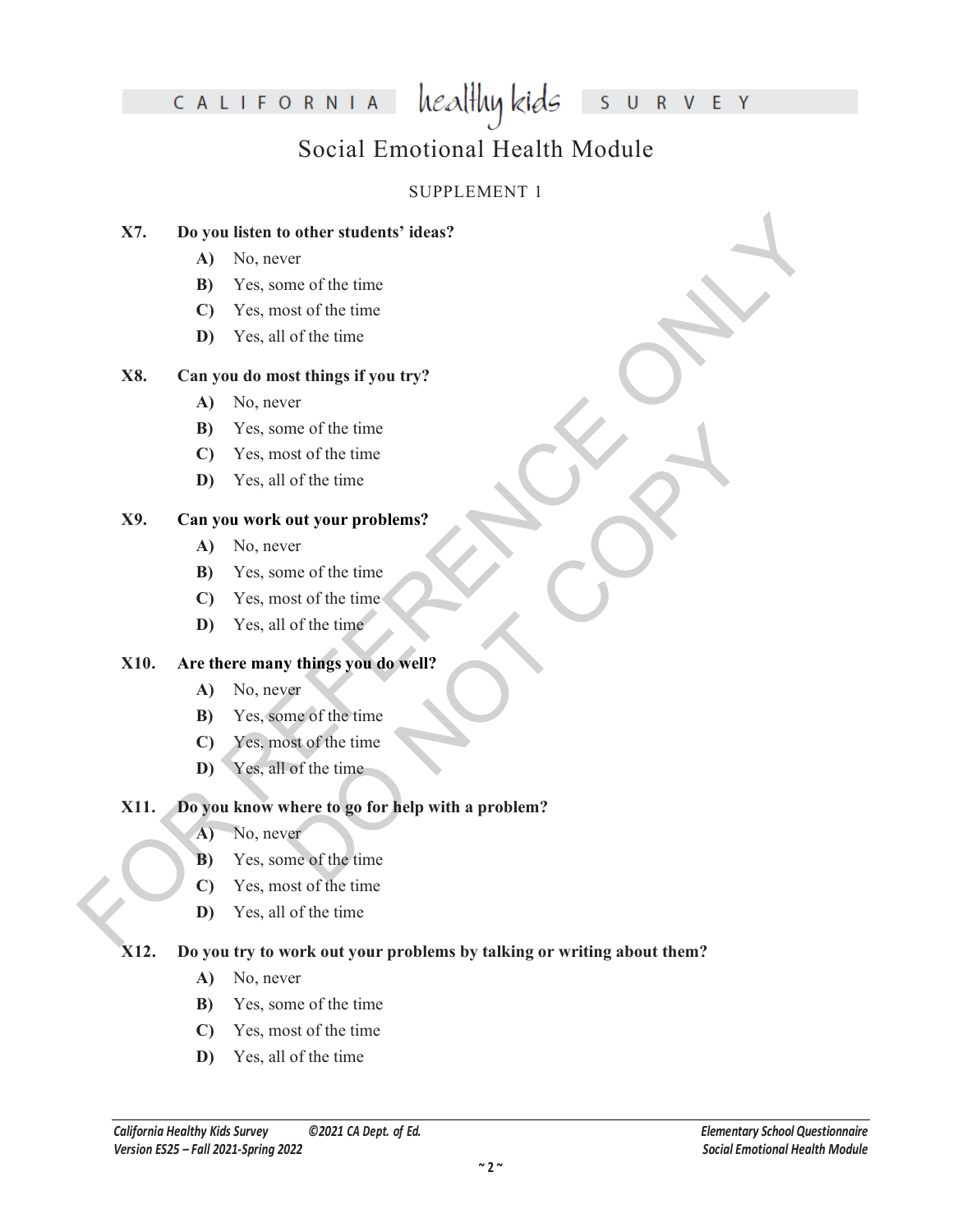# Social Emotional Health Module

SUPPLEMENT 1

**X7. Do you listen to other students' ideas?**

- **A)** No, never
- **B)** Yes, some of the time
- **C)** Yes, most of the time
- **D)** Yes, all of the time

**X8. Can you do most things if you try?**

- **A)** No, never
- **B)** Yes, some of the time
- **C)** Yes, most of the time
- **D)** Yes, all of the time

**X9. Can you work out your problems?**

- **A)** No, never
- **B)** Yes, some of the time
- **C)** Yes, most of the time
- **D)** Yes, all of the time

**X10. Are there many things you do well?**

- **A)** No, never
- **B)** Yes, some of the time
- **C)** Yes, most of the time
- **D)** Yes, all of the time

**X11. Do you know where to go for help with a problem?**

- **A)** No, never
- **B)** Yes, some of the time
- **C)** Yes, most of the time
- **D)** Yes, all of the time

**X12. Do you try to work out your problems by talking or writing about them?**

- **A)** No, never
- **B)** Yes, some of the time
- **C)** Yes, most of the time
- **D)** Yes, all of the time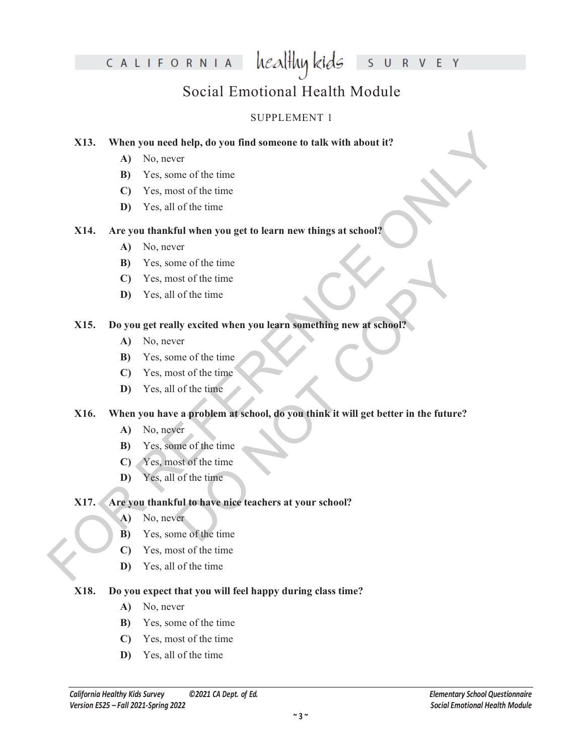# Social Emotional Health Module

SUPPLEMENT 1

**X13. When you need help, do you find someone to talk with about it?**

- **A)** No, never
- **B)** Yes, some of the time
- **C)** Yes, most of the time
- **D)** Yes, all of the time

**X14. Are you thankful when you get to learn new things at school?**

- **A)** No, never
- **B)** Yes, some of the time
- **C)** Yes, most of the time
- **D)** Yes, all of the time

**X15. Do you get really excited when you learn something new at school?**

- **A)** No, never
- **B)** Yes, some of the time
- **C)** Yes, most of the time
- **D)** Yes, all of the time

**X16. When you have a problem at school, do you think it will get better in the future?**

- **A)** No, never
- **B)** Yes, some of the time
- **C)** Yes, most of the time
- **D)** Yes, all of the time

**X17. Are you thankful to have nice teachers at your school?**

- **A)** No, never
- **B)** Yes, some of the time
- **C)** Yes, most of the time
- **D)** Yes, all of the time

**X18. Do you expect that you will feel happy during class time?**

- **A)** No, never
- **B)** Yes, some of the time
- **C)** Yes, most of the time
- **D)** Yes, all of the time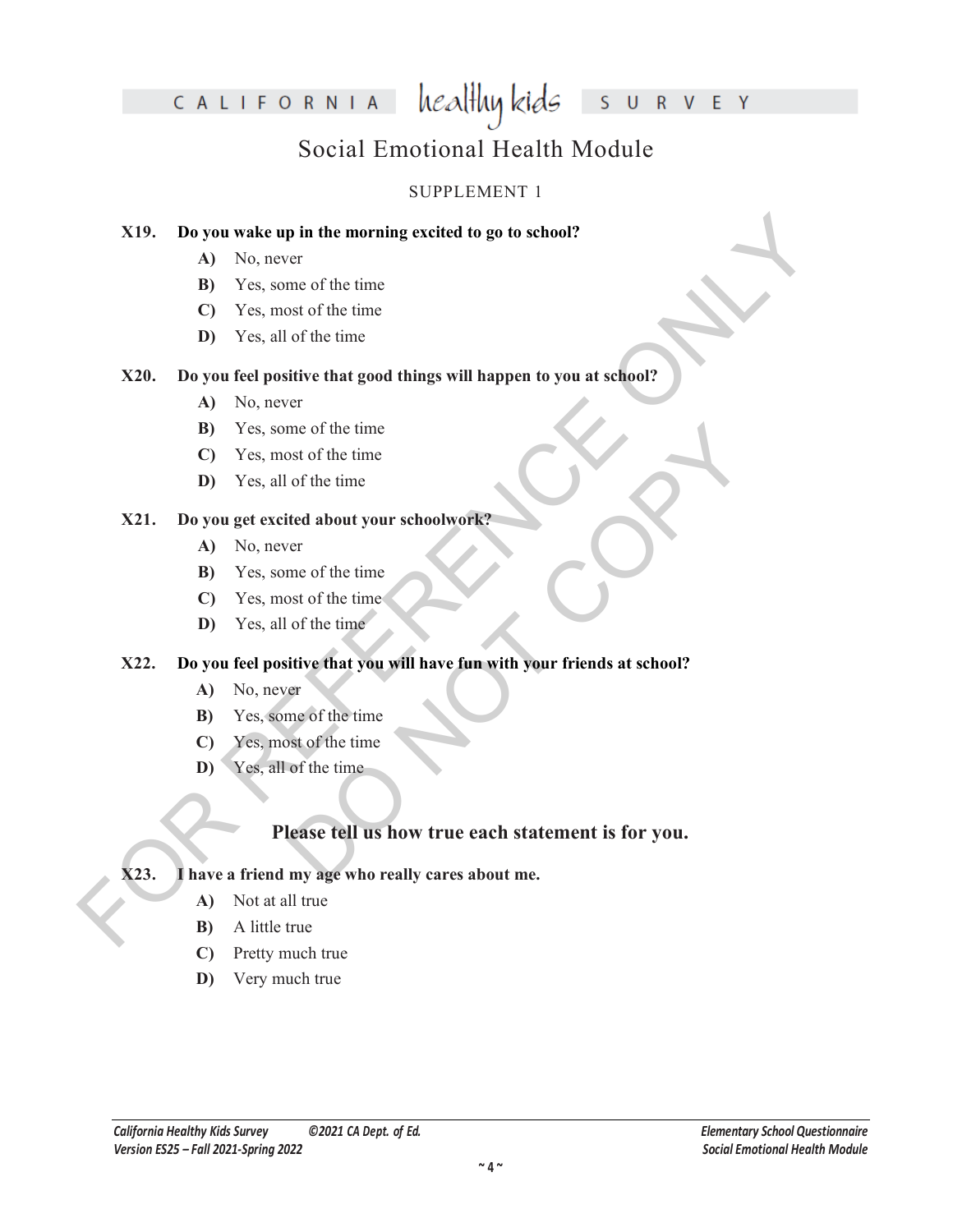# Social Emotional Health Module

## SUPPLEMENT 1

**X19. Do you wake up in the morning excited to go to school?**

- **A)** No, never
- **B)** Yes, some of the time
- **C)** Yes, most of the time
- **D)** Yes, all of the time

**X20. Do you feel positive that good things will happen to you at school?**

- **A)** No, never
- **B)** Yes, some of the time
- **C)** Yes, most of the time
- **D)** Yes, all of the time

**X21. Do you get excited about your schoolwork?**

- **A)** No, never
- **B)** Yes, some of the time
- **C)** Yes, most of the time
- **D)** Yes, all of the time

**X22. Do you feel positive that you will have fun with your friends at school?**

- **A)** No, never
- **B)** Yes, some of the time
- **C)** Yes, most of the time
- **D)** Yes, all of the time

### Please tell us how true each statement is for you.

**X23. I have a friend my age who really cares about me.**

- **A)** Not at all true
- **B)** A little true
- **C)** Pretty much true
- **D)** Very much true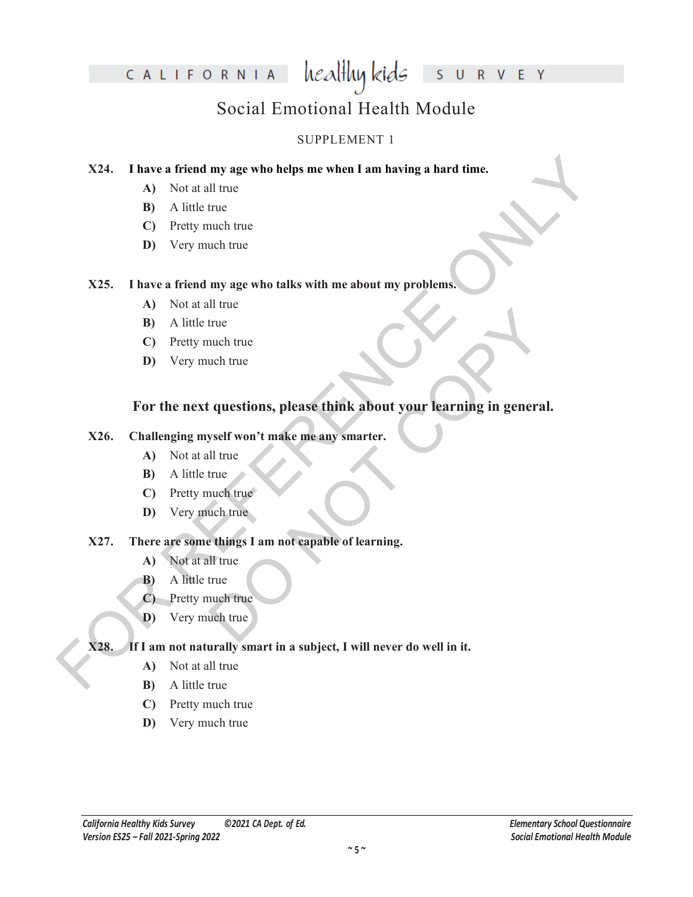# Social Emotional Health Module

SUPPLEMENT 1

**X24. I have a friend my age who helps me when I am having a hard time.**

- **A)** Not at all true
- **B)** A little true
- **C)** Pretty much true
- **D)** Very much true

**X25. I have a friend my age who talks with me about my problems.**

- **A)** Not at all true
- **B)** A little true
- **C)** Pretty much true
- **D)** Very much true

### For the next questions, please think about your learning in general.

**X26. Challenging myself won't make me any smarter.**

- **A)** Not at all true
- **B)** A little true
- **C)** Pretty much true
- **D)** Very much true

**X27. There are some things I am not capable of learning.**

- **A)** Not at all true
- **B)** A little true
- **C)** Pretty much true
- **D)** Very much true

**X28. If I am not naturally smart in a subject, I will never do well in it.**

- **A)** Not at all true
- **B)** A little true
- **C)** Pretty much true
- **D)** Very much true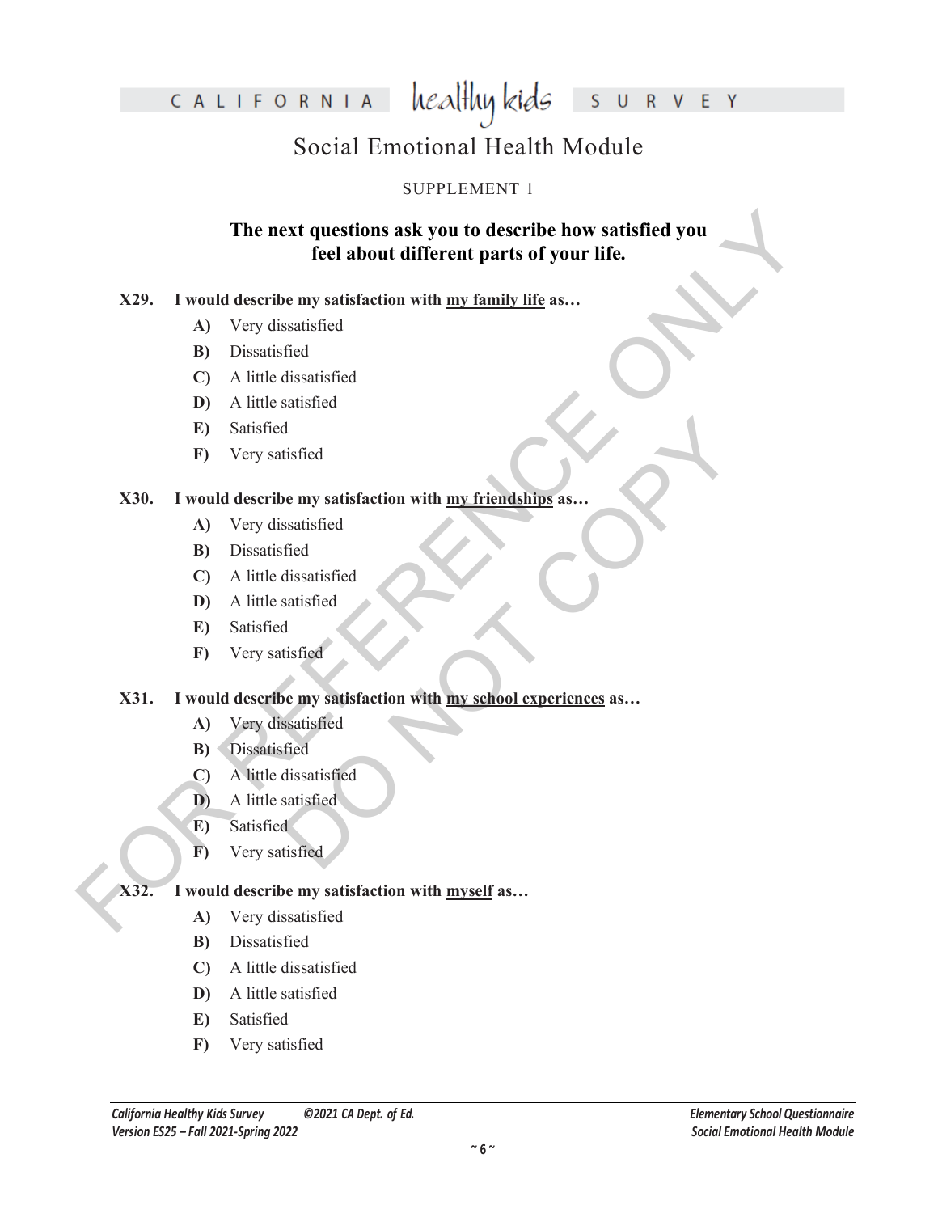# Social Emotional Health Module

SUPPLEMENT 1

**The next questions ask you to describe how satisfied you feel about different parts of your life.**

**X29. I would describe my satisfaction with <u>my family life</u> as…**

- **A)** Very dissatisfied
- **B)** Dissatisfied
- **C)** A little dissatisfied
- **D)** A little satisfied
- **E)** Satisfied
- **F)** Very satisfied

**X30. I would describe my satisfaction with <u>my friendships</u> as…**

- **A)** Very dissatisfied
- **B)** Dissatisfied
- **C)** A little dissatisfied
- **D)** A little satisfied
- **E)** Satisfied
- **F)** Very satisfied

**X31. I would describe my satisfaction with <u>my school experiences</u> as…**

- **A)** Very dissatisfied
- **B)** Dissatisfied
- **C)** A little dissatisfied
- **D)** A little satisfied
- **E)** Satisfied
- **F)** Very satisfied

**X32. I would describe my satisfaction with <u>myself</u> as…**

- **A)** Very dissatisfied
- **B)** Dissatisfied
- **C)** A little dissatisfied
- **D)** A little satisfied
- **E)** Satisfied
- **F)** Very satisfied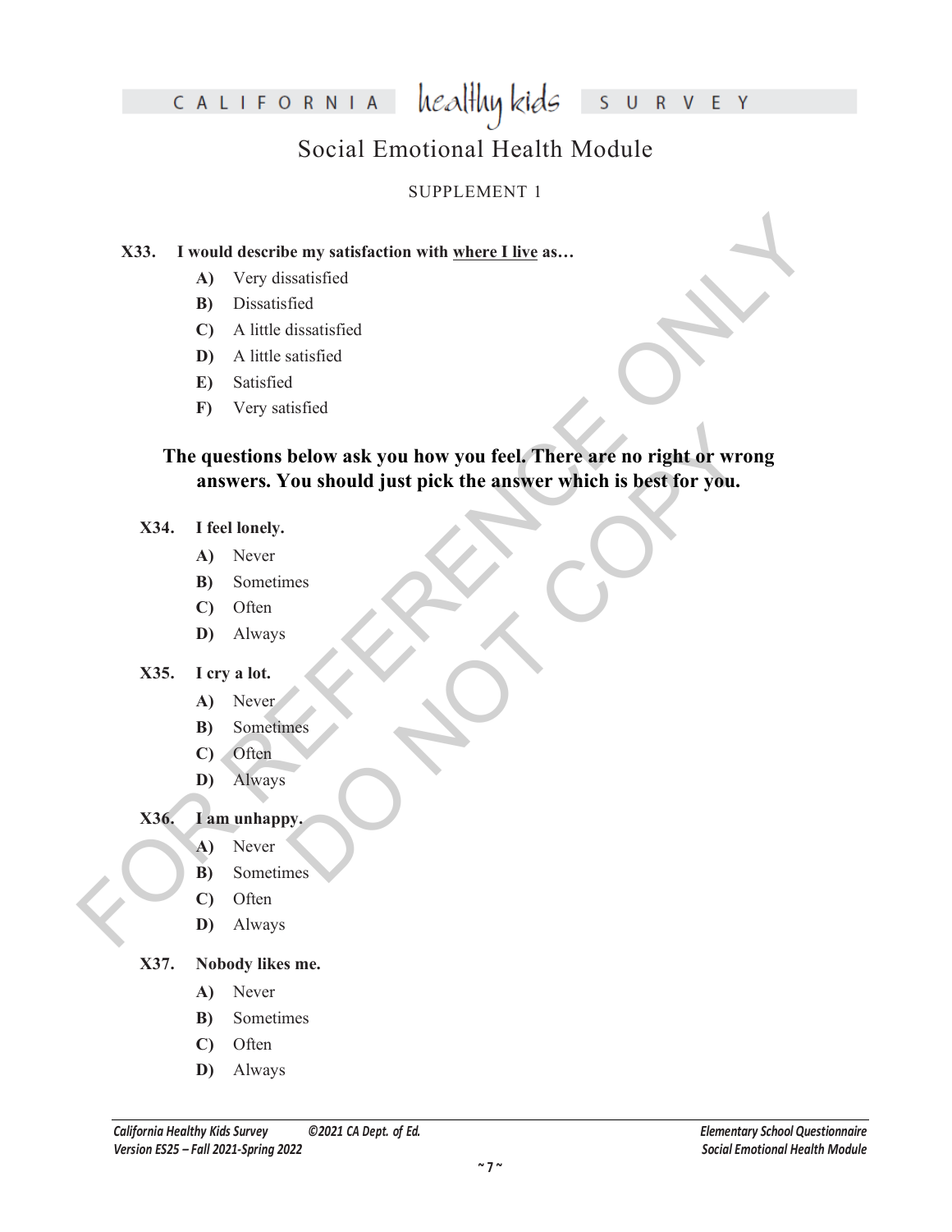# CALIFORNIA healthy kids SURVEY

## Social Emotional Health Module

SUPPLEMENT 1

**X33. I would describe my satisfaction with where I live as…**

- **A)** Very dissatisfied
- **B)** Dissatisfied
- **C)** A little dissatisfied
- **D)** A little satisfied
- **E)** Satisfied
- **F)** Very satisfied

### The questions below ask you how you feel. There are no right or wrong answers. You should just pick the answer which is best for you.

**X34. I feel lonely.**

- **A)** Never
- **B)** Sometimes
- **C)** Often
- **D)** Always

**X35. I cry a lot.**

- **A)** Never
- **B)** Sometimes
- **C)** Often
- **D)** Always

**X36. I am unhappy.**

- **A)** Never
- **B)** Sometimes
- **C)** Often
- **D)** Always

**X37. Nobody likes me.**

- **A)** Never
- **B)** Sometimes
- **C)** Often
- **D)** Always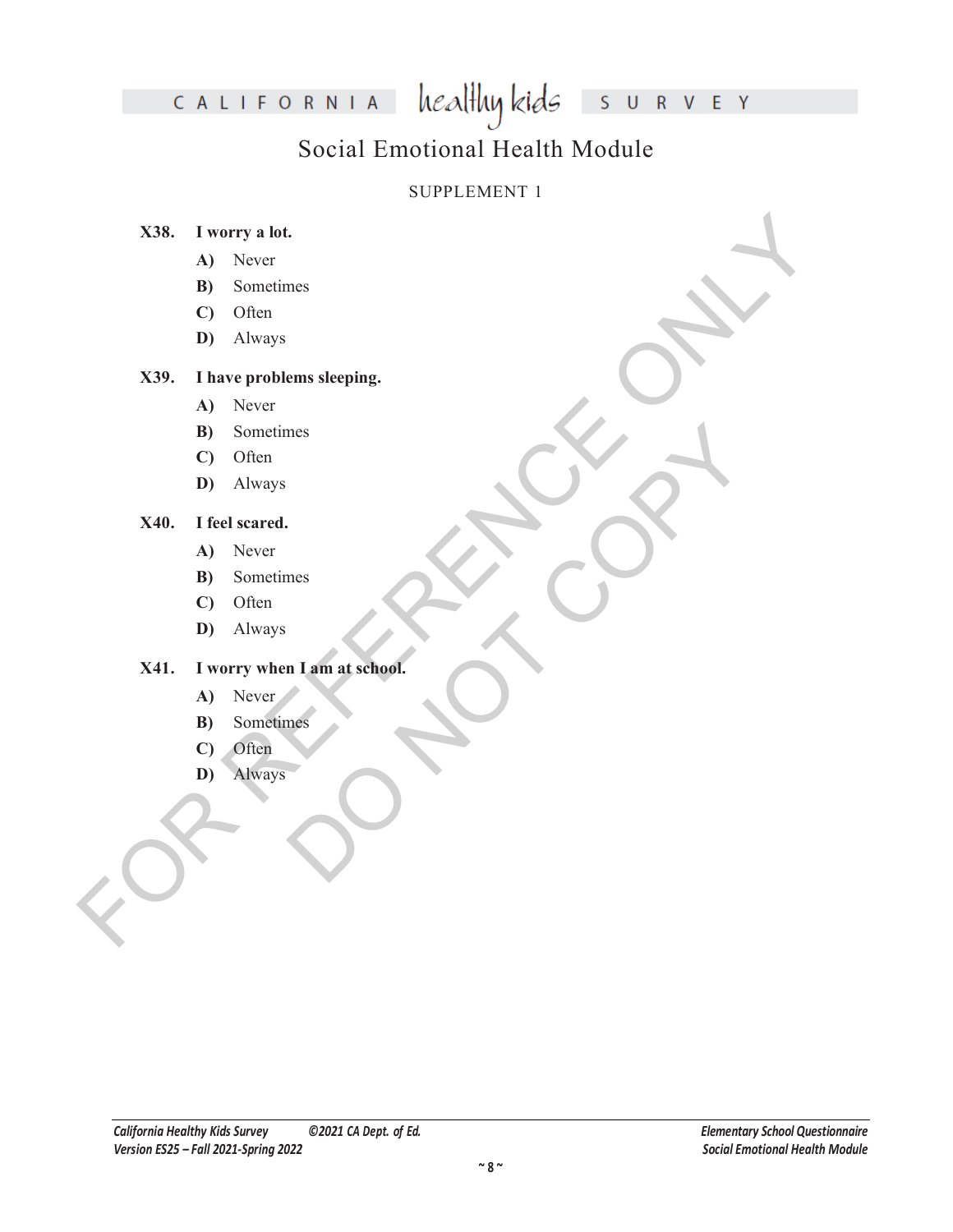# Social Emotional Health Module

SUPPLEMENT 1

**X38. I worry a lot.**

- **A)** Never
- **B)** Sometimes
- **C)** Often
- **D)** Always

**X39. I have problems sleeping.**

- **A)** Never
- **B)** Sometimes
- **C)** Often
- **D)** Always

**X40. I feel scared.**

- **A)** Never
- **B)** Sometimes
- **C)** Often
- **D)** Always

**X41. I worry when I am at school.**

- **A)** Never
- **B)** Sometimes
- **C)** Often
- **D)** Always